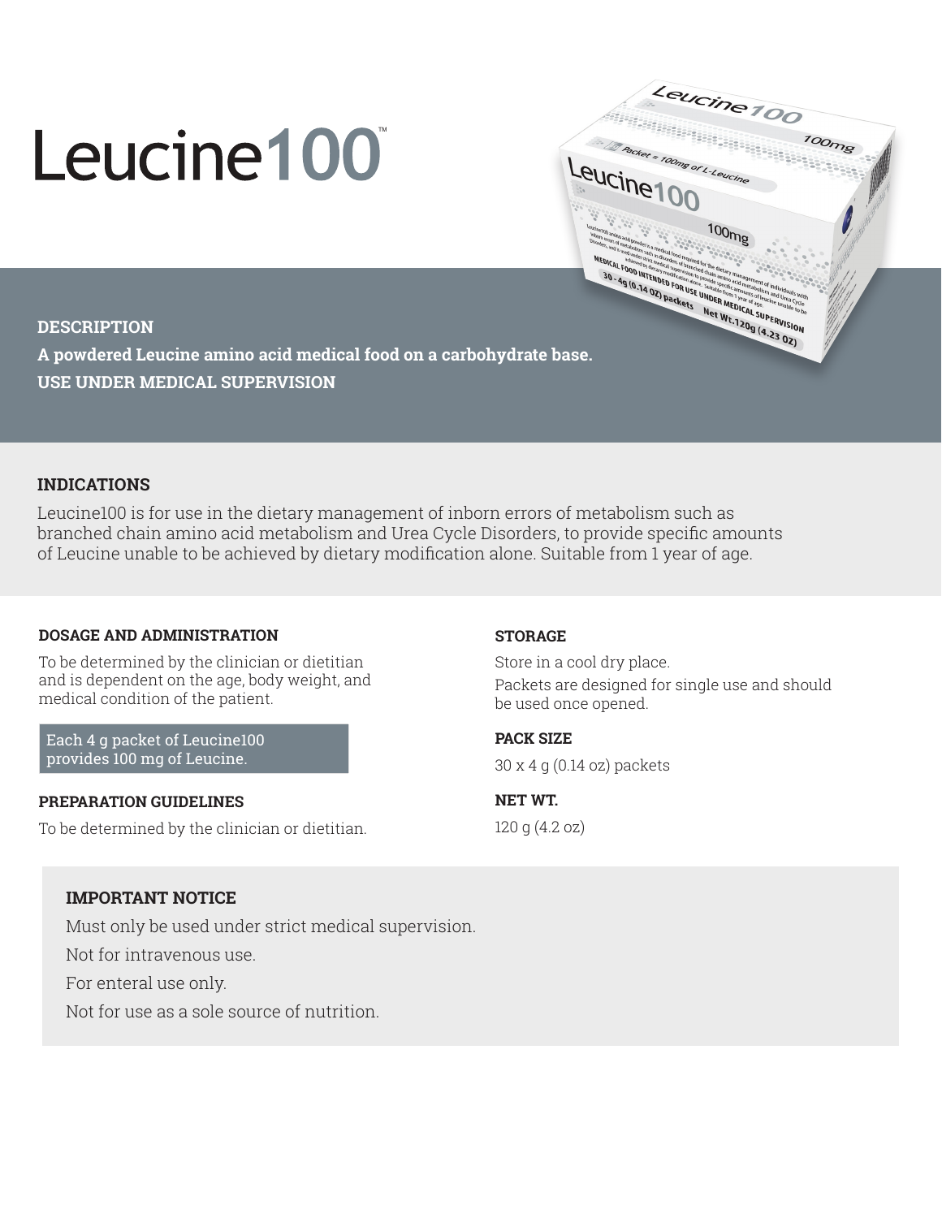# Leucine100™

## DESCRIPTION

**A powdered Leucine amino acid medical food on a carbohydrate base.**

**USE UNDER MEDICAL SUPERVISION**

## INDICATIONS

Leucine100 is for use in the dietary management of inborn errors of metabolism such as branched chain amino acid metabolism and Urea Cycle Disorders, to provide specific amounts of Leucine unable to be achieved by dietary modification alone. Suitable from 1 year of age.

### DOSAGE AND ADMINISTRATION

To be determined by the clinician or dietitian and is dependent on the age, body weight, and medical condition of the patient.

Each 4 g packet of Leucine100 provides 100 mg of Leucine.

### PREPARATION GUIDELINES

To be determined by the clinician or dietitian.

### STORAGE

Store in a cool dry place.

Packets are designed for single use and should be used once opened.

### PACK SIZE

30 x 4 g (0.14 oz) packets

### NET WT.

120 g (4.2 oz)

### IMPORTANT NOTICE

Must only be used under strict medical supervision.

Not for intravenous use.

For enteral use only.

Not for use as a sole source of nutrition.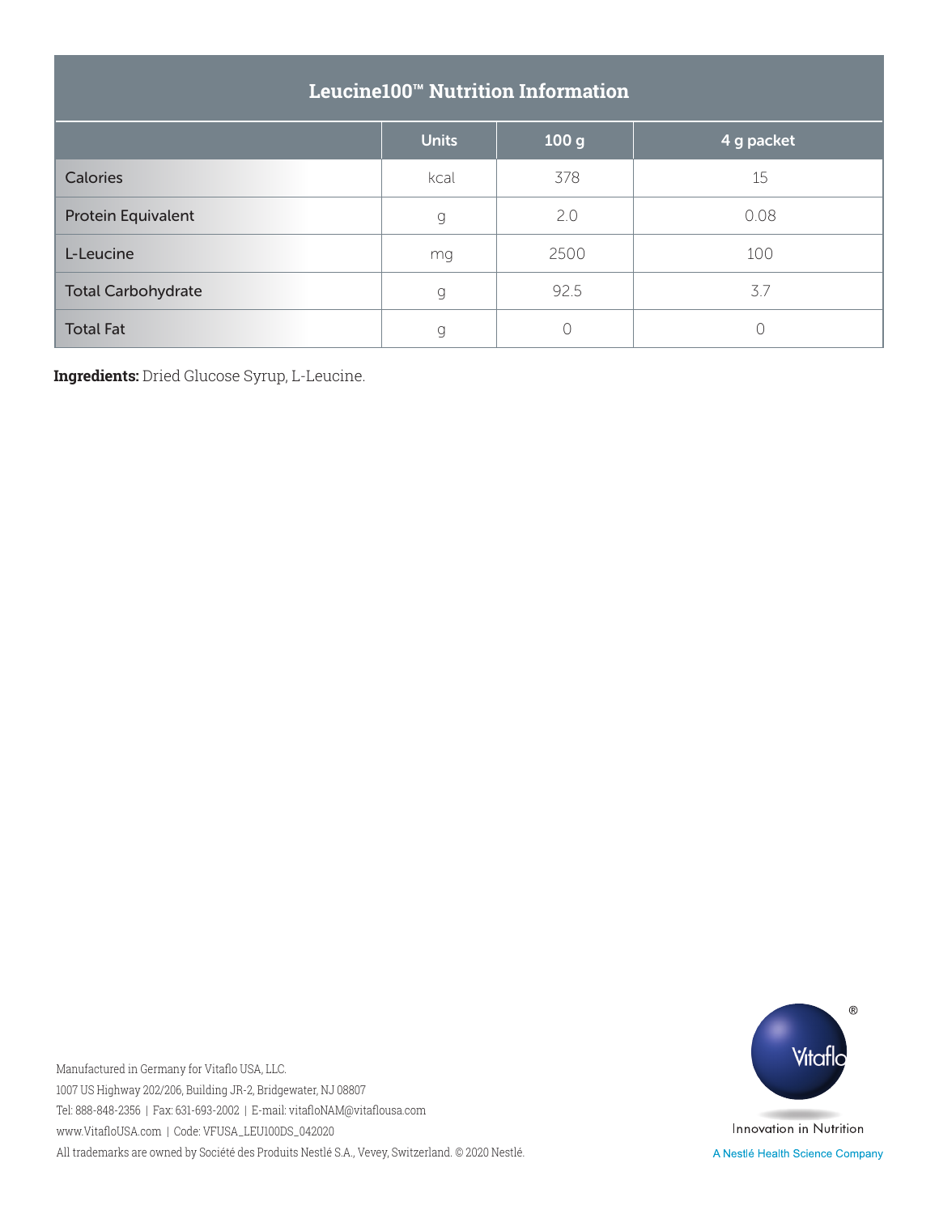## Leucine100™ Nutrition Information

| | Units | 100 g | 4 g packet |
|---|---|---|---|
| Calories | kcal | 378 | 15 |
| Protein Equivalent | g | 2.0 | 0.08 |
| L-Leucine | mg | 2500 | 100 |
| Total Carbohydrate | g | 92.5 | 3.7 |
| Total Fat | g | 0 | 0 |

**Ingredients:** Dried Glucose Syrup, L-Leucine.

Manufactured in Germany for Vitaflo USA, LLC.
1007 US Highway 202/206, Building JR-2, Bridgewater, NJ 08807
Tel: 888-848-2356 | Fax: 631-693-2002 | E-mail: vitafloNAM@vitaflousa.com
www.VitafloUSA.com | Code: VFUSA_LEU100DS_042020
All trademarks are owned by Société des Produits Nestlé S.A., Vevey, Switzerland. © 2020 Nestlé.

Vitaflo®
Innovation in Nutrition
A Nestlé Health Science Company